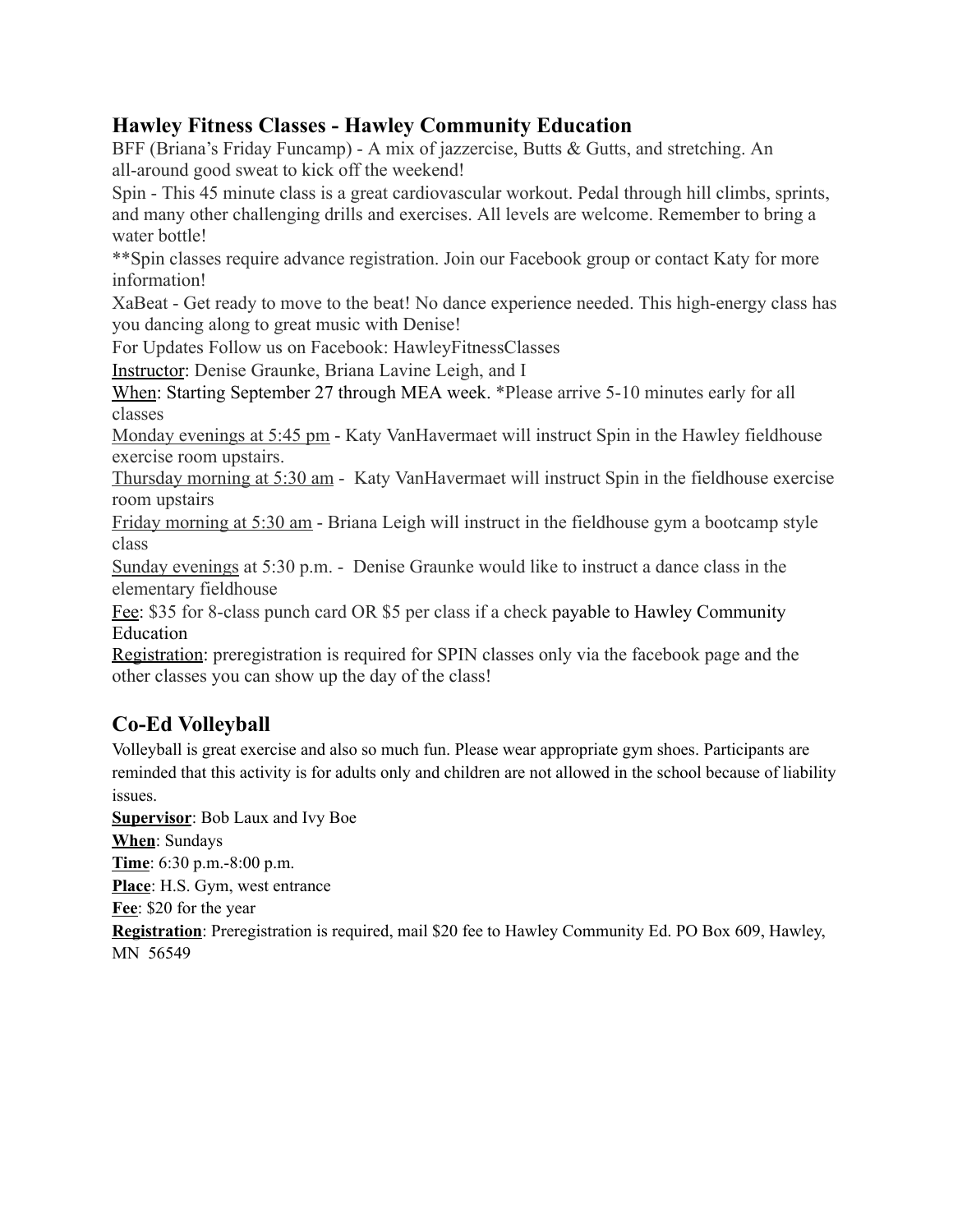## Hawley Fitness Classes - Hawley Community Education

BFF (Briana's Friday Funcamp) - A mix of jazzercise, Butts & Gutts, and stretching. An all-around good sweat to kick off the weekend!

Spin - This 45 minute class is a great cardiovascular workout. Pedal through hill climbs, sprints, and many other challenging drills and exercises. All levels are welcome. Remember to bring a water bottle!

**Spin classes require advance registration. Join our Facebook group or contact Katy for more information!

XaBeat - Get ready to move to the beat! No dance experience needed. This high-energy class has you dancing along to great music with Denise!

For Updates Follow us on Facebook: HawleyFitnessClasses

Instructor: Denise Graunke, Briana Lavine Leigh, and I

When: Starting September 27 through MEA week. *Please arrive 5-10 minutes early for all classes

Monday evenings at 5:45 pm - Katy VanHavermaet will instruct Spin in the Hawley fieldhouse exercise room upstairs.

Thursday morning at 5:30 am - Katy VanHavermaet will instruct Spin in the fieldhouse exercise room upstairs

Friday morning at 5:30 am - Briana Leigh will instruct in the fieldhouse gym a bootcamp style class

Sunday evenings at 5:30 p.m. - Denise Graunke would like to instruct a dance class in the elementary fieldhouse

Fee: $35 for 8-class punch card OR $5 per class if a check payable to Hawley Community Education

Registration: preregistration is required for SPIN classes only via the facebook page and the other classes you can show up the day of the class!

## Co-Ed Volleyball

Volleyball is great exercise and also so much fun. Please wear appropriate gym shoes. Participants are reminded that this activity is for adults only and children are not allowed in the school because of liability issues.

**Supervisor**: Bob Laux and Ivy Boe

**When**: Sundays

**Time**: 6:30 p.m.-8:00 p.m.

**Place**: H.S. Gym, west entrance

**Fee**: $20 for the year

**Registration**: Preregistration is required, mail $20 fee to Hawley Community Ed. PO Box 609, Hawley, MN 56549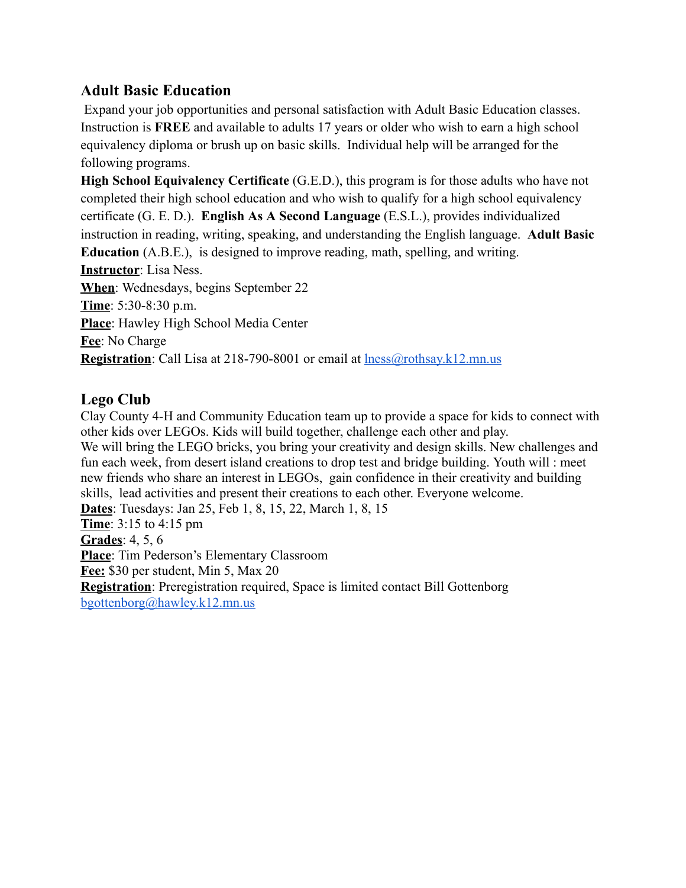## Adult Basic Education

Expand your job opportunities and personal satisfaction with Adult Basic Education classes. Instruction is **FREE** and available to adults 17 years or older who wish to earn a high school equivalency diploma or brush up on basic skills. Individual help will be arranged for the following programs.

**High School Equivalency Certificate** (G.E.D.), this program is for those adults who have not completed their high school education and who wish to qualify for a high school equivalency certificate (G. E. D.). **English As A Second Language** (E.S.L.), provides individualized instruction in reading, writing, speaking, and understanding the English language. **Adult Basic Education** (A.B.E.), is designed to improve reading, math, spelling, and writing.

**Instructor**: Lisa Ness.

**When**: Wednesdays, begins September 22

**Time**: 5:30-8:30 p.m.

**Place**: Hawley High School Media Center

**Fee**: No Charge

**Registration**: Call Lisa at 218-790-8001 or email at lness@rothsay.k12.mn.us

## Lego Club

Clay County 4-H and Community Education team up to provide a space for kids to connect with other kids over LEGOs. Kids will build together, challenge each other and play.

We will bring the LEGO bricks, you bring your creativity and design skills. New challenges and fun each week, from desert island creations to drop test and bridge building. Youth will : meet new friends who share an interest in LEGOs, gain confidence in their creativity and building skills, lead activities and present their creations to each other. Everyone welcome.

**Dates**: Tuesdays: Jan 25, Feb 1, 8, 15, 22, March 1, 8, 15

**Time**: 3:15 to 4:15 pm

**Grades**: 4, 5, 6

**Place**: Tim Pederson's Elementary Classroom

**Fee:** $30 per student, Min 5, Max 20

**Registration**: Preregistration required, Space is limited contact Bill Gottenborg bgottenborg@hawley.k12.mn.us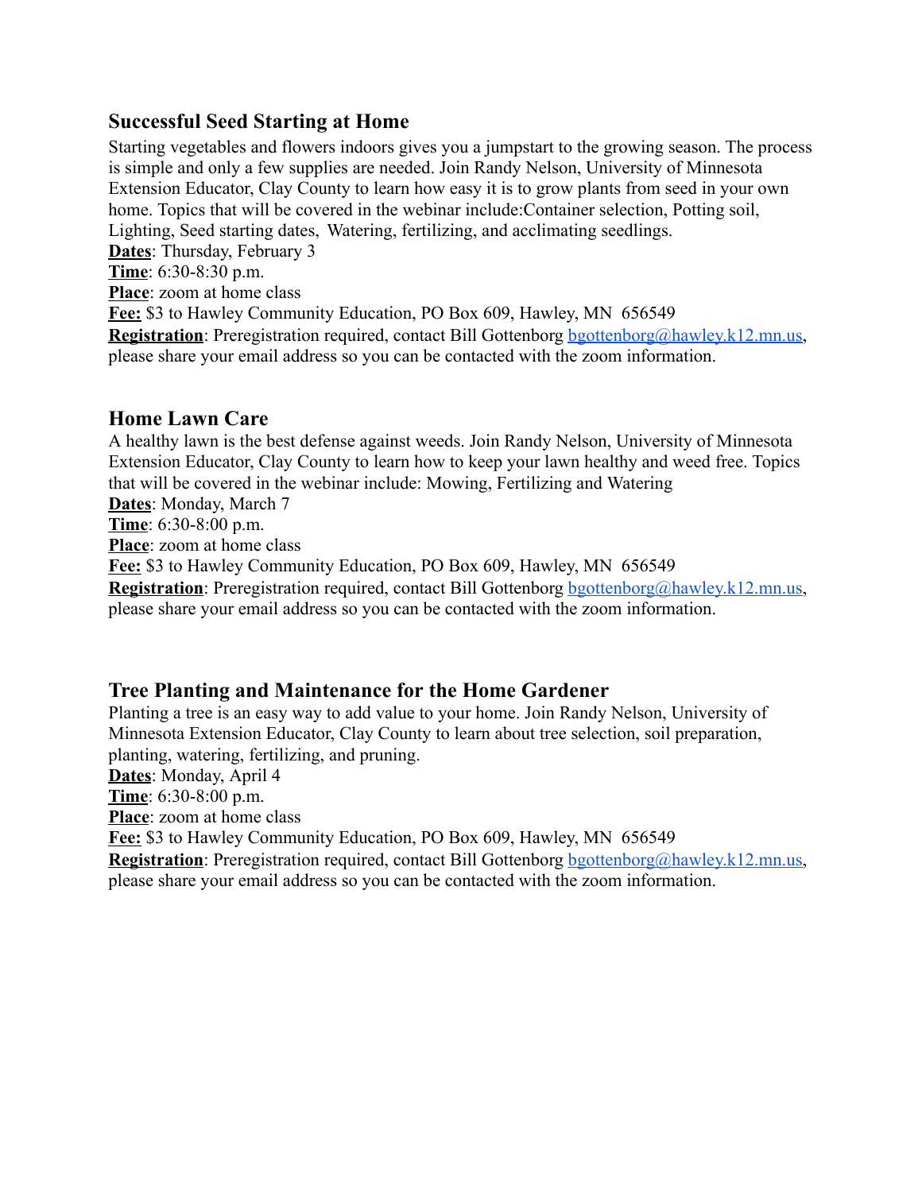## Successful Seed Starting at Home

Starting vegetables and flowers indoors gives you a jumpstart to the growing season. The process is simple and only a few supplies are needed. Join Randy Nelson, University of Minnesota Extension Educator, Clay County to learn how easy it is to grow plants from seed in your own home. Topics that will be covered in the webinar include:Container selection, Potting soil, Lighting, Seed starting dates, Watering, fertilizing, and acclimating seedlings.

**Dates**: Thursday, February 3
**Time**: 6:30-8:30 p.m.
**Place**: zoom at home class
**Fee:** $3 to Hawley Community Education, PO Box 609, Hawley, MN 656549
**Registration**: Preregistration required, contact Bill Gottenborg bgottenborg@hawley.k12.mn.us, please share your email address so you can be contacted with the zoom information.

## Home Lawn Care

A healthy lawn is the best defense against weeds. Join Randy Nelson, University of Minnesota Extension Educator, Clay County to learn how to keep your lawn healthy and weed free. Topics that will be covered in the webinar include: Mowing, Fertilizing and Watering

**Dates**: Monday, March 7
**Time**: 6:30-8:00 p.m.
**Place**: zoom at home class
**Fee:** $3 to Hawley Community Education, PO Box 609, Hawley, MN 656549
**Registration**: Preregistration required, contact Bill Gottenborg bgottenborg@hawley.k12.mn.us, please share your email address so you can be contacted with the zoom information.

## Tree Planting and Maintenance for the Home Gardener

Planting a tree is an easy way to add value to your home. Join Randy Nelson, University of Minnesota Extension Educator, Clay County to learn about tree selection, soil preparation, planting, watering, fertilizing, and pruning.

**Dates**: Monday, April 4
**Time**: 6:30-8:00 p.m.
**Place**: zoom at home class
**Fee:** $3 to Hawley Community Education, PO Box 609, Hawley, MN 656549
**Registration**: Preregistration required, contact Bill Gottenborg bgottenborg@hawley.k12.mn.us, please share your email address so you can be contacted with the zoom information.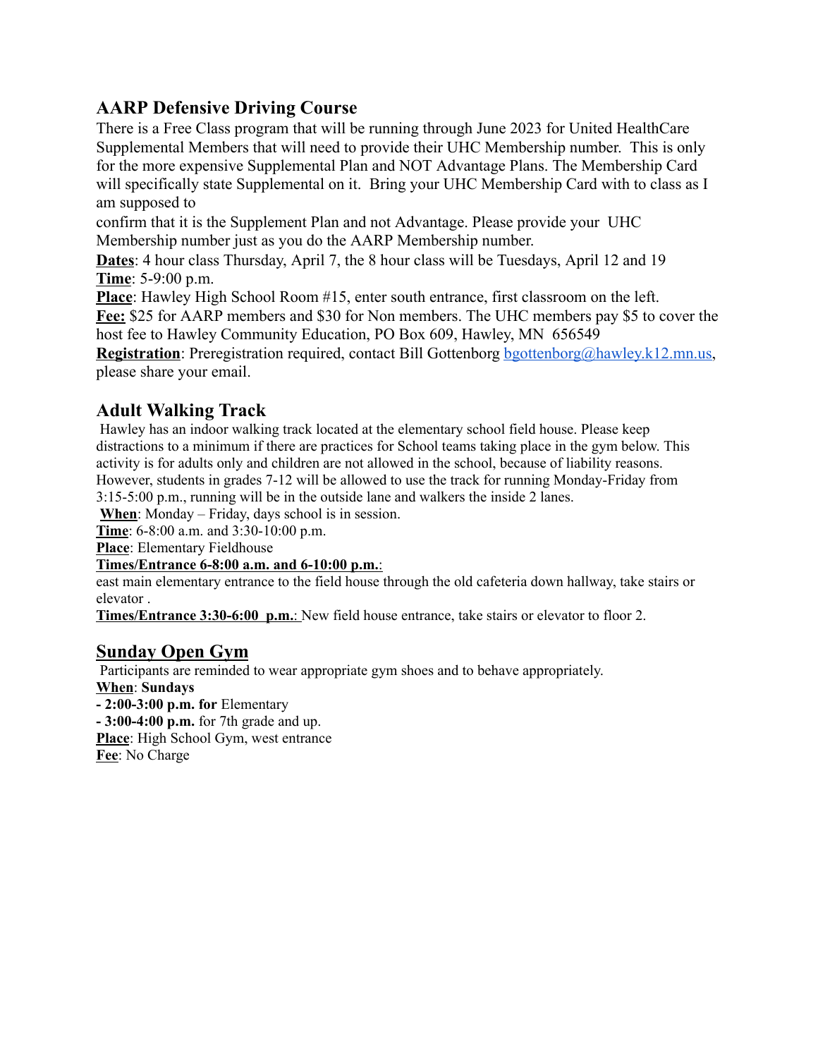## AARP Defensive Driving Course

There is a Free Class program that will be running through June 2023 for United HealthCare Supplemental Members that will need to provide their UHC Membership number. This is only for the more expensive Supplemental Plan and NOT Advantage Plans. The Membership Card will specifically state Supplemental on it. Bring your UHC Membership Card with to class as I am supposed to

confirm that it is the Supplement Plan and not Advantage. Please provide your UHC Membership number just as you do the AARP Membership number.

**Dates**: 4 hour class Thursday, April 7, the 8 hour class will be Tuesdays, April 12 and 19

**Time**: 5-9:00 p.m.

**Place**: Hawley High School Room #15, enter south entrance, first classroom on the left.

**Fee:** $25 for AARP members and $30 for Non members. The UHC members pay $5 to cover the host fee to Hawley Community Education, PO Box 609, Hawley, MN 656549

**Registration**: Preregistration required, contact Bill Gottenborg bgottenborg@hawley.k12.mn.us, please share your email.

## Adult Walking Track

Hawley has an indoor walking track located at the elementary school field house. Please keep distractions to a minimum if there are practices for School teams taking place in the gym below. This activity is for adults only and children are not allowed in the school, because of liability reasons. However, students in grades 7-12 will be allowed to use the track for running Monday-Friday from 3:15-5:00 p.m., running will be in the outside lane and walkers the inside 2 lanes.

**When**: Monday – Friday, days school is in session.

**Time**: 6-8:00 a.m. and 3:30-10:00 p.m.

**Place**: Elementary Fieldhouse

**Times/Entrance 6-8:00 a.m. and 6-10:00 p.m.**:
east main elementary entrance to the field house through the old cafeteria down hallway, take stairs or elevator .

**Times/Entrance 3:30-6:00 p.m.**: New field house entrance, take stairs or elevator to floor 2.

## Sunday Open Gym

Participants are reminded to wear appropriate gym shoes and to behave appropriately.

**When**: **Sundays**

**- 2:00-3:00 p.m. for** Elementary

**- 3:00-4:00 p.m.** for 7th grade and up.

**Place**: High School Gym, west entrance

**Fee**: No Charge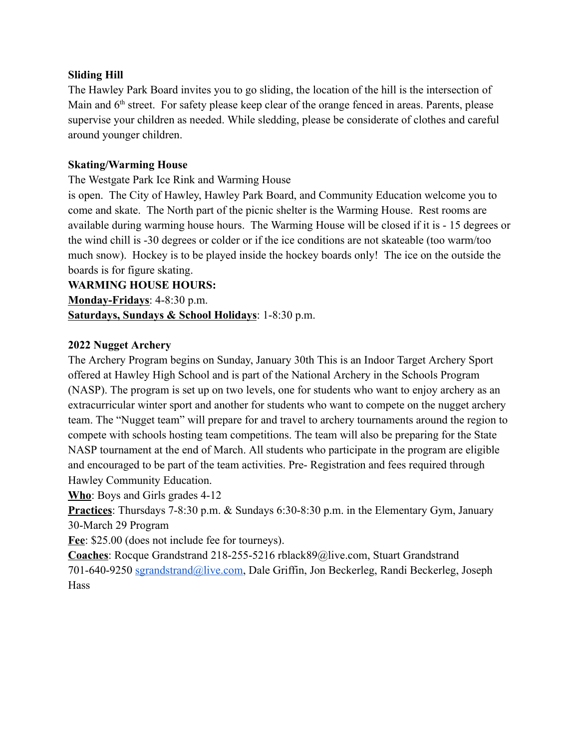**Sliding Hill**

The Hawley Park Board invites you to go sliding, the location of the hill is the intersection of Main and 6th street. For safety please keep clear of the orange fenced in areas. Parents, please supervise your children as needed. While sledding, please be considerate of clothes and careful around younger children.

**Skating/Warming House**

The Westgate Park Ice Rink and Warming House is open. The City of Hawley, Hawley Park Board, and Community Education welcome you to come and skate. The North part of the picnic shelter is the Warming House. Rest rooms are available during warming house hours. The Warming House will be closed if it is - 15 degrees or the wind chill is -30 degrees or colder or if the ice conditions are not skateable (too warm/too much snow). Hockey is to be played inside the hockey boards only! The ice on the outside the boards is for figure skating.

**WARMING HOUSE HOURS:**

**Monday-Fridays**: 4-8:30 p.m.

**Saturdays, Sundays & School Holidays**: 1-8:30 p.m.

**2022 Nugget Archery**

The Archery Program begins on Sunday, January 30th This is an Indoor Target Archery Sport offered at Hawley High School and is part of the National Archery in the Schools Program (NASP). The program is set up on two levels, one for students who want to enjoy archery as an extracurricular winter sport and another for students who want to compete on the nugget archery team. The "Nugget team" will prepare for and travel to archery tournaments around the region to compete with schools hosting team competitions. The team will also be preparing for the State NASP tournament at the end of March. All students who participate in the program are eligible and encouraged to be part of the team activities. Pre- Registration and fees required through Hawley Community Education.

**Who**: Boys and Girls grades 4-12

**Practices**: Thursdays 7-8:30 p.m. & Sundays 6:30-8:30 p.m. in the Elementary Gym, January 30-March 29 Program

**Fee**: $25.00 (does not include fee for tourneys).

**Coaches**: Rocque Grandstrand 218-255-5216 rblack89@live.com, Stuart Grandstrand 701-640-9250 sgrandstrand@live.com, Dale Griffin, Jon Beckerleg, Randi Beckerleg, Joseph Hass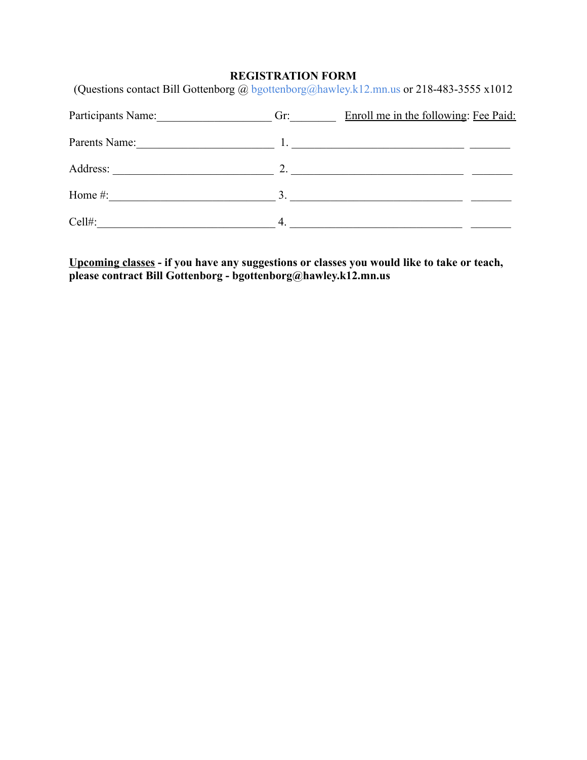**REGISTRATION FORM**

(Questions contact Bill Gottenborg @ bgottenborg@hawley.k12.mn.us or 218-483-3555 x1012

Participants Name:____________________ Gr:________ Enroll me in the following: Fee Paid:

Parents Name:________________________ 1. ______________________________ _______

Address: ____________________________ 2. ______________________________ _______

Home #:_____________________________ 3. ______________________________ _______

Cell#:_______________________________ 4. ______________________________ _______

**Upcoming classes - if you have any suggestions or classes you would like to take or teach, please contract Bill Gottenborg - bgottenborg@hawley.k12.mn.us**